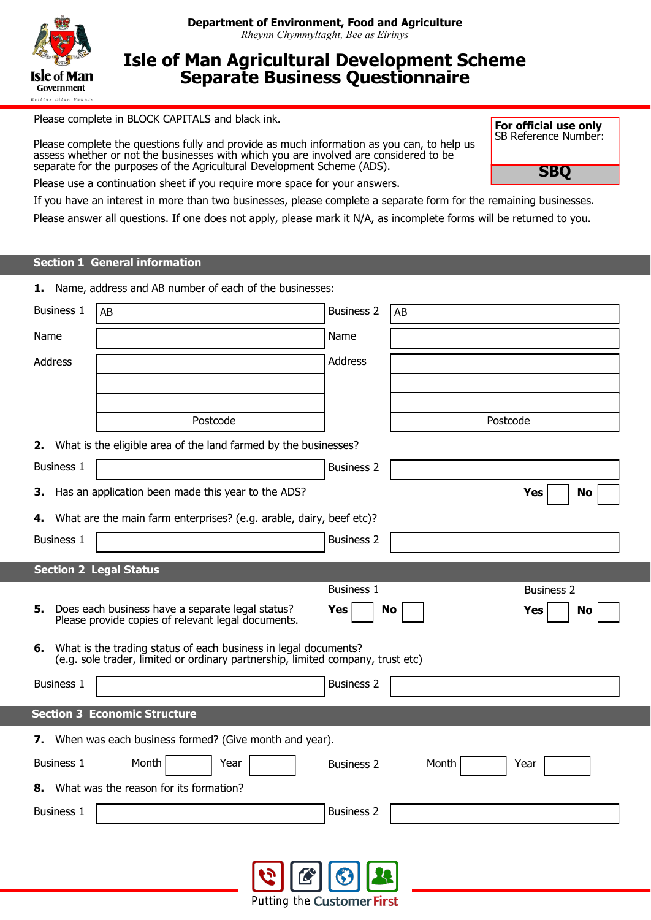**Department of Environment, Food and Agriculture**
*Rheynn Chymmyltaght, Bee as Eirinys*

# Isle of Man Agricultural Development Scheme
# Separate Business Questionnaire

| **For official use only** |
|---|
| SB Reference Number: |
| **SBQ** |

Please complete in BLOCK CAPITALS and black ink.

Please complete the questions fully and provide as much information as you can, to help us assess whether or not the businesses with which you are involved are considered to be separate for the purposes of the Agricultural Development Scheme (ADS).

Please use a continuation sheet if you require more space for your answers.

If you have an interest in more than two businesses, please complete a separate form for the remaining businesses.

Please answer all questions. If one does not apply, please mark it N/A, as incomplete forms will be returned to you.

## Section 1 General information

**1.** Name, address and AB number of each of the businesses:

| | Business 1 | | Business 2 |
|---|---|---|---|
| Business 1 | AB | Business 2 | AB |
| Name | | Name | |
| Address | | Address | |
| | | | |
| | | | |
| | Postcode | | Postcode |

**2.** What is the eligible area of the land farmed by the businesses?

| Business 1 | | Business 2 | |
|---|---|---|---|

**3.** Has an application been made this year to the ADS? **Yes** ☐ **No** ☐

**4.** What are the main farm enterprises? (e.g. arable, dairy, beef etc)?

| Business 1 | | Business 2 | |
|---|---|---|---|

## Section 2 Legal Status

**5.** Does each business have a separate legal status? Please provide copies of relevant legal documents.

Business 1: **Yes** ☐ **No** ☐ Business 2: **Yes** ☐ **No** ☐

**6.** What is the trading status of each business in legal documents? (e.g. sole trader, limited or ordinary partnership, limited company, trust etc)

| Business 1 | | Business 2 | |
|---|---|---|---|

## Section 3 Economic Structure

**7.** When was each business formed? (Give month and year).

| Business 1 | Month | | Year | | Business 2 | Month | | Year | |
|---|---|---|---|---|---|---|---|---|---|

**8.** What was the reason for its formation?

| Business 1 | | Business 2 | |
|---|---|---|---|

Putting the Customer First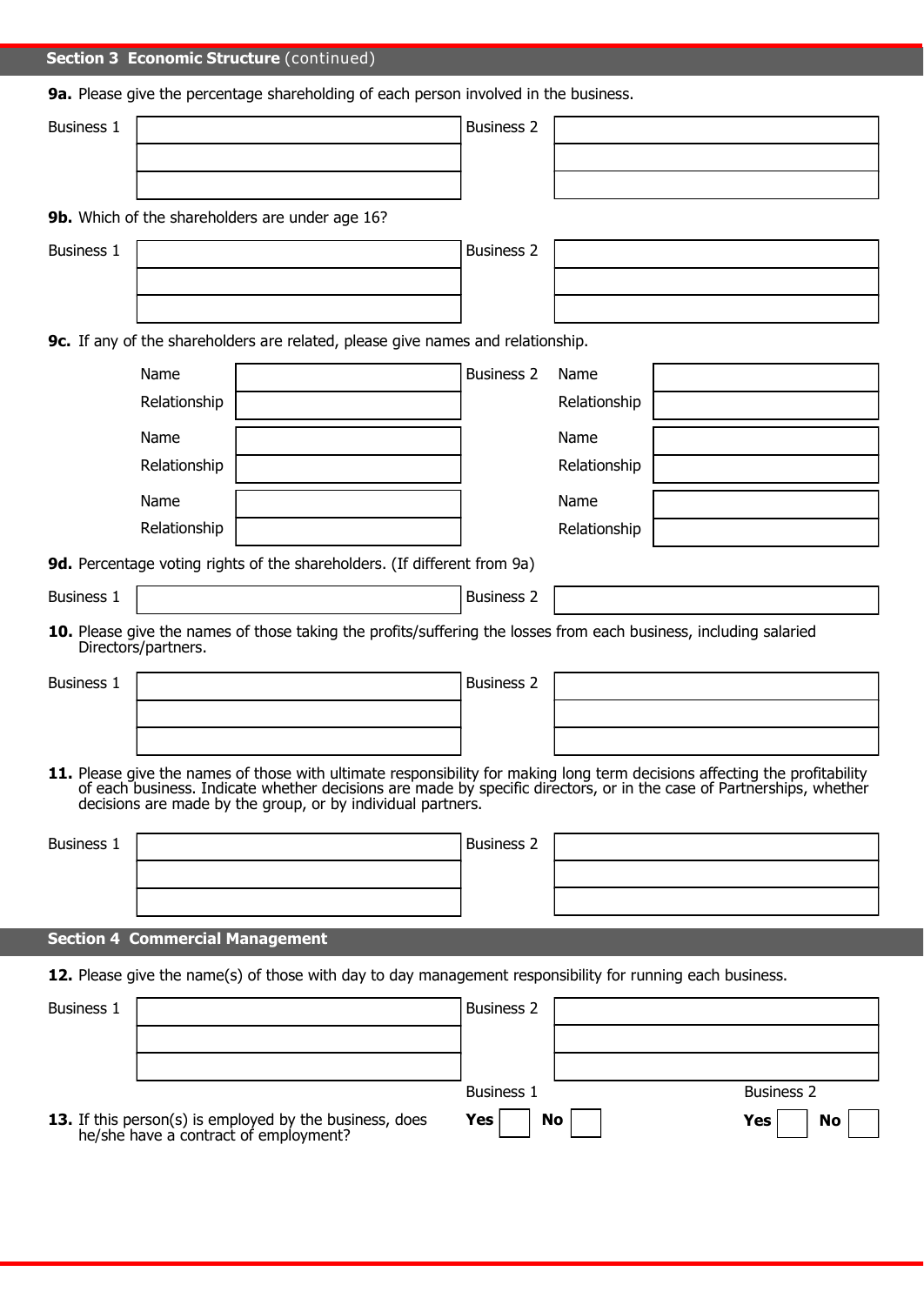## Section 3 Economic Structure (continued)

**9a.** Please give the percentage shareholding of each person involved in the business.

| Business 1 | | Business 2 | |
|---|---|---|---|
| | | | |
| | | | |
| | | | |

**9b.** Which of the shareholders are under age 16?

| Business 1 | | Business 2 | |
|---|---|---|---|
| | | | |
| | | | |
| | | | |

**9c.** If any of the shareholders are related, please give names and relationship.

| | Business 1 | | Business 2 | |
|---|---|---|---|---|
| Name | | | Name | |
| Relationship | | | Relationship | |
| Name | | | Name | |
| Relationship | | | Relationship | |
| Name | | | Name | |
| Relationship | | | Relationship | |

**9d.** Percentage voting rights of the shareholders. (If different from 9a)

| Business 1 | | Business 2 | |
|---|---|---|---|
| | | | |

**10.** Please give the names of those taking the profits/suffering the losses from each business, including salaried Directors/partners.

| Business 1 | | Business 2 | |
|---|---|---|---|
| | | | |
| | | | |
| | | | |

**11.** Please give the names of those with ultimate responsibility for making long term decisions affecting the profitability of each business. Indicate whether decisions are made by specific directors, or in the case of Partnerships, whether decisions are made by the group, or by individual partners.

| Business 1 | | Business 2 | |
|---|---|---|---|
| | | | |
| | | | |
| | | | |

## Section 4 Commercial Management

**12.** Please give the name(s) of those with day to day management responsibility for running each business.

| Business 1 | | Business 2 | |
|---|---|---|---|
| | | | |
| | | | |
| | | | |

**13.** If this person(s) is employed by the business, does he/she have a contract of employment?

| | Business 1 | Business 2 |
|---|---|---|
| | **Yes** ☐ **No** ☐ | **Yes** ☐ **No** ☐ |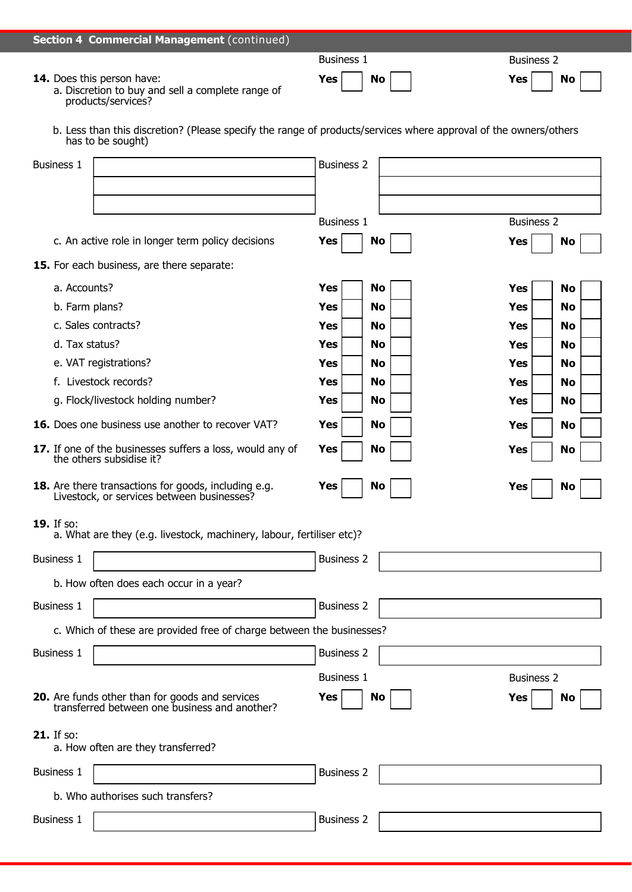## Section 4 Commercial Management (continued)

| | Business 1 | Business 2 |
|---|---|---|
| **14.** Does this person have: | | |
| a. Discretion to buy and sell a complete range of products/services? | **Yes** ☐ **No** ☐ | **Yes** ☐ **No** ☐ |

b. Less than this discretion? (Please specify the range of products/services where approval of the owners/others has to be sought)

| Business 1 | | Business 2 | |
|---|---|---|---|
| | | | |
| | | | |

| | Business 1 | Business 2 |
|---|---|---|
| c. An active role in longer term policy decisions | **Yes** ☐ **No** ☐ | **Yes** ☐ **No** ☐ |
| **15.** For each business, are there separate: | | |
| a. Accounts? | **Yes** ☐ **No** ☐ | **Yes** ☐ **No** ☐ |
| b. Farm plans? | **Yes** ☐ **No** ☐ | **Yes** ☐ **No** ☐ |
| c. Sales contracts? | **Yes** ☐ **No** ☐ | **Yes** ☐ **No** ☐ |
| d. Tax status? | **Yes** ☐ **No** ☐ | **Yes** ☐ **No** ☐ |
| e. VAT registrations? | **Yes** ☐ **No** ☐ | **Yes** ☐ **No** ☐ |
| f. Livestock records? | **Yes** ☐ **No** ☐ | **Yes** ☐ **No** ☐ |
| g. Flock/livestock holding number? | **Yes** ☐ **No** ☐ | **Yes** ☐ **No** ☐ |
| **16.** Does one business use another to recover VAT? | **Yes** ☐ **No** ☐ | **Yes** ☐ **No** ☐ |
| **17.** If one of the businesses suffers a loss, would any of the others subsidise it? | **Yes** ☐ **No** ☐ | **Yes** ☐ **No** ☐ |
| **18.** Are there transactions for goods, including e.g. Livestock, or services between businesses? | **Yes** ☐ **No** ☐ | **Yes** ☐ **No** ☐ |

**19.** If so:

a. What are they (e.g. livestock, machinery, labour, fertiliser etc)?

| Business 1 | | Business 2 | |
|---|---|---|---|

b. How often does each occur in a year?

| Business 1 | | Business 2 | |
|---|---|---|---|

c. Which of these are provided free of charge between the businesses?

| Business 1 | | Business 2 | |
|---|---|---|---|

| | Business 1 | Business 2 |
|---|---|---|
| **20.** Are funds other than for goods and services transferred between one business and another? | **Yes** ☐ **No** ☐ | **Yes** ☐ **No** ☐ |

**21.** If so:

a. How often are they transferred?

| Business 1 | | Business 2 | |
|---|---|---|---|

b. Who authorises such transfers?

| Business 1 | | Business 2 | |
|---|---|---|---|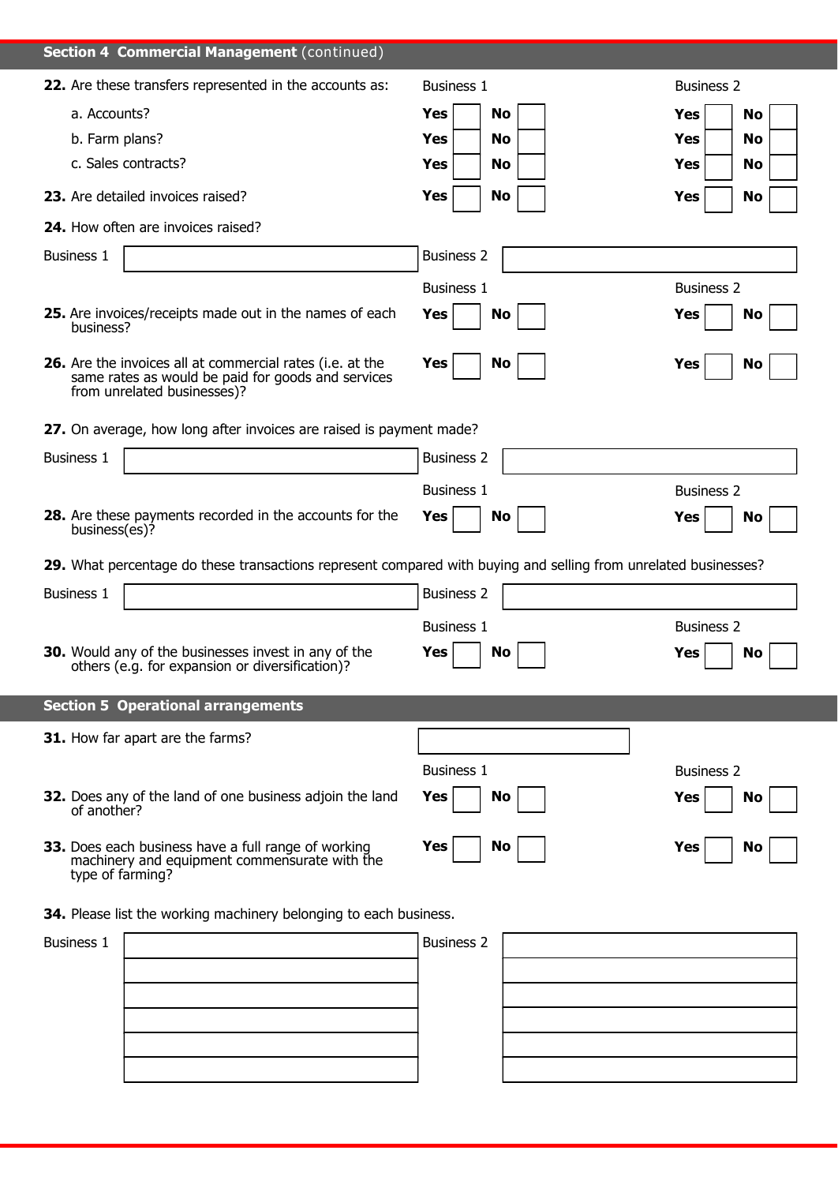## Section 4 Commercial Management (continued)

**22.** Are these transfers represented in the accounts as:

| | Business 1 | Business 2 |
|---|---|---|
| a. Accounts? | **Yes** ☐ **No** ☐ | **Yes** ☐ **No** ☐ |
| b. Farm plans? | **Yes** ☐ **No** ☐ | **Yes** ☐ **No** ☐ |
| c. Sales contracts? | **Yes** ☐ **No** ☐ | **Yes** ☐ **No** ☐ |

| | Business 1 | Business 2 |
|---|---|---|
| **23.** Are detailed invoices raised? | **Yes** ☐ **No** ☐ | **Yes** ☐ **No** ☐ |

**24.** How often are invoices raised?

| Business 1 | | Business 2 | |
|---|---|---|---|

| | Business 1 | Business 2 |
|---|---|---|
| **25.** Are invoices/receipts made out in the names of each business? | **Yes** ☐ **No** ☐ | **Yes** ☐ **No** ☐ |
| **26.** Are the invoices all at commercial rates (i.e. at the same rates as would be paid for goods and services from unrelated businesses)? | **Yes** ☐ **No** ☐ | **Yes** ☐ **No** ☐ |

**27.** On average, how long after invoices are raised is payment made?

| Business 1 | | Business 2 | |
|---|---|---|---|

| | Business 1 | Business 2 |
|---|---|---|
| **28.** Are these payments recorded in the accounts for the business(es)? | **Yes** ☐ **No** ☐ | **Yes** ☐ **No** ☐ |

**29.** What percentage do these transactions represent compared with buying and selling from unrelated businesses?

| Business 1 | | Business 2 | |
|---|---|---|---|

| | Business 1 | Business 2 |
|---|---|---|
| **30.** Would any of the businesses invest in any of the others (e.g. for expansion or diversification)? | **Yes** ☐ **No** ☐ | **Yes** ☐ **No** ☐ |

## Section 5 Operational arrangements

**31.** How far apart are the farms? ☐

| | Business 1 | Business 2 |
|---|---|---|
| **32.** Does any of the land of one business adjoin the land of another? | **Yes** ☐ **No** ☐ | **Yes** ☐ **No** ☐ |
| **33.** Does each business have a full range of working machinery and equipment commensurate with the type of farming? | **Yes** ☐ **No** ☐ | **Yes** ☐ **No** ☐ |

**34.** Please list the working machinery belonging to each business.

| Business 1 | | Business 2 | |
|---|---|---|---|
| | | | |
| | | | |
| | | | |
| | | | |
| | | | |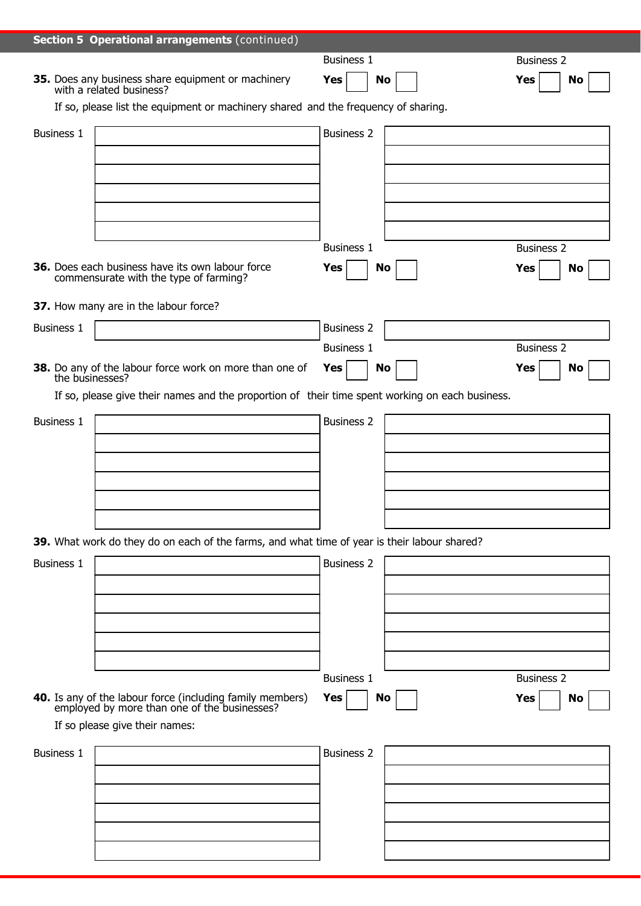## Section 5 Operational arrangements (continued)

**35.** Does any business share equipment or machinery with a related business?

| | Business 1 | Business 2 |
|---|---|---|
| | **Yes** ☐ **No** ☐ | **Yes** ☐ **No** ☐ |

If so, please list the equipment or machinery shared and the frequency of sharing.

| Business 1 | Business 2 |
|---|---|
| | |
| | |
| | |
| | |
| | |
| | |

**36.** Does each business have its own labour force commensurate with the type of farming?

| | Business 1 | Business 2 |
|---|---|---|
| | **Yes** ☐ **No** ☐ | **Yes** ☐ **No** ☐ |

**37.** How many are in the labour force?

| Business 1 | Business 2 |
|---|---|
| | |

**38.** Do any of the labour force work on more than one of the businesses?

| | Business 1 | Business 2 |
|---|---|---|
| | **Yes** ☐ **No** ☐ | **Yes** ☐ **No** ☐ |

If so, please give their names and the proportion of their time spent working on each business.

| Business 1 | Business 2 |
|---|---|
| | |
| | |
| | |
| | |
| | |
| | |

**39.** What work do they do on each of the farms, and what time of year is their labour shared?

| Business 1 | Business 2 |
|---|---|
| | |
| | |
| | |
| | |
| | |
| | |

**40.** Is any of the labour force (including family members) employed by more than one of the businesses?

| | Business 1 | Business 2 |
|---|---|---|
| | **Yes** ☐ **No** ☐ | **Yes** ☐ **No** ☐ |

If so please give their names:

| Business 1 | Business 2 |
|---|---|
| | |
| | |
| | |
| | |
| | |
| | |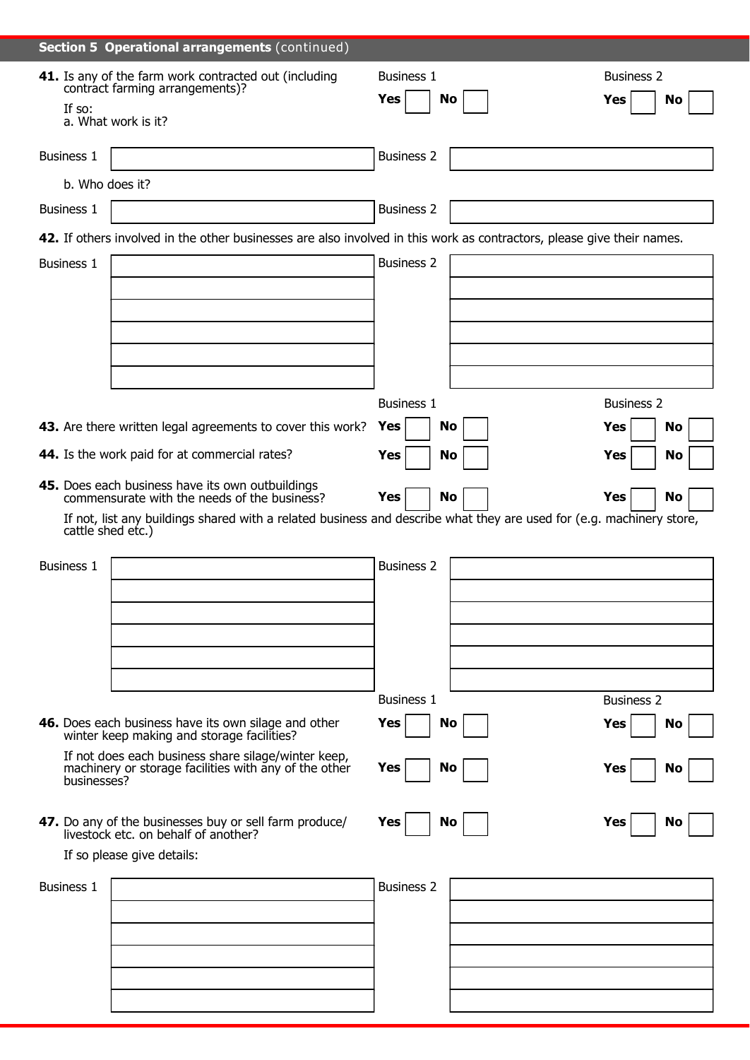## Section 5 Operational arrangements (continued)

**41.** Is any of the farm work contracted out (including contract farming arrangements)?

| | Business 1 | Business 2 |
|---|---|---|
| | **Yes** ☐ **No** ☐ | **Yes** ☐ **No** ☐ |

If so:

a. What work is it?

| Business 1 | | Business 2 | |
|---|---|---|---|

b. Who does it?

| Business 1 | | Business 2 | |
|---|---|---|---|

**42.** If others involved in the other businesses are also involved in this work as contractors, please give their names.

| Business 1 | | Business 2 | |
|---|---|---|---|
| | | | |
| | | | |
| | | | |
| | | | |
| | | | |

| | Business 1 | Business 2 |
|---|---|---|
| **43.** Are there written legal agreements to cover this work? | **Yes** ☐ **No** ☐ | **Yes** ☐ **No** ☐ |
| **44.** Is the work paid for at commercial rates? | **Yes** ☐ **No** ☐ | **Yes** ☐ **No** ☐ |
| **45.** Does each business have its own outbuildings commensurate with the needs of the business? | **Yes** ☐ **No** ☐ | **Yes** ☐ **No** ☐ |

If not, list any buildings shared with a related business and describe what they are used for (e.g. machinery store, cattle shed etc.)

| Business 1 | | Business 2 | |
|---|---|---|---|
| | | | |
| | | | |
| | | | |
| | | | |
| | | | |

| | Business 1 | Business 2 |
|---|---|---|
| **46.** Does each business have its own silage and other winter keep making and storage facilities? | **Yes** ☐ **No** ☐ | **Yes** ☐ **No** ☐ |
| If not does each business share silage/winter keep, machinery or storage facilities with any of the other businesses? | **Yes** ☐ **No** ☐ | **Yes** ☐ **No** ☐ |
| **47.** Do any of the businesses buy or sell farm produce/livestock etc. on behalf of another? | **Yes** ☐ **No** ☐ | **Yes** ☐ **No** ☐ |

If so please give details:

| Business 1 | | Business 2 | |
|---|---|---|---|
| | | | |
| | | | |
| | | | |
| | | | |
| | | | |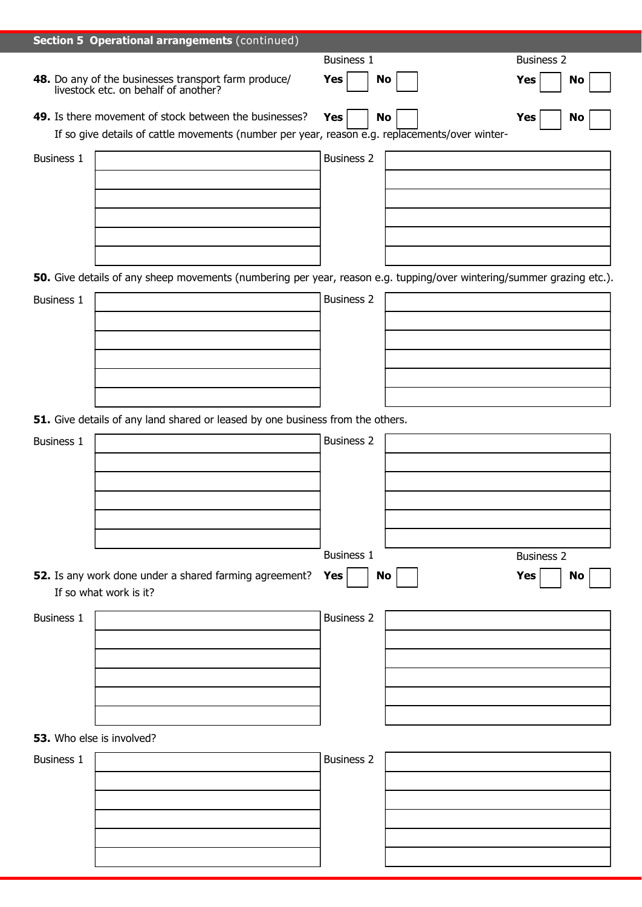## Section 5 Operational arrangements (continued)

| | Business 1 | Business 2 |
|---|---|---|
| **48.** Do any of the businesses transport farm produce/ livestock etc. on behalf of another? | **Yes** ☐ **No** ☐ | **Yes** ☐ **No** ☐ |
| **49.** Is there movement of stock between the businesses? | **Yes** ☐ **No** ☐ | **Yes** ☐ **No** ☐ |

If so give details of cattle movements (number per year, reason e.g. replacements/over winter-

| Business 1 | Business 2 |
|---|---|
| | |
| | |
| | |
| | |
| | |
| | |

**50.** Give details of any sheep movements (numbering per year, reason e.g. tupping/over wintering/summer grazing etc.).

| Business 1 | Business 2 |
|---|---|
| | |
| | |
| | |
| | |
| | |
| | |

**51.** Give details of any land shared or leased by one business from the others.

| Business 1 | Business 2 |
|---|---|
| | |
| | |
| | |
| | |
| | |
| | |

| | Business 1 | Business 2 |
|---|---|---|
| **52.** Is any work done under a shared farming agreement? | **Yes** ☐ **No** ☐ | **Yes** ☐ **No** ☐ |

If so what work is it?

| Business 1 | Business 2 |
|---|---|
| | |
| | |
| | |
| | |
| | |
| | |

**53.** Who else is involved?

| Business 1 | Business 2 |
|---|---|
| | |
| | |
| | |
| | |
| | |
| | |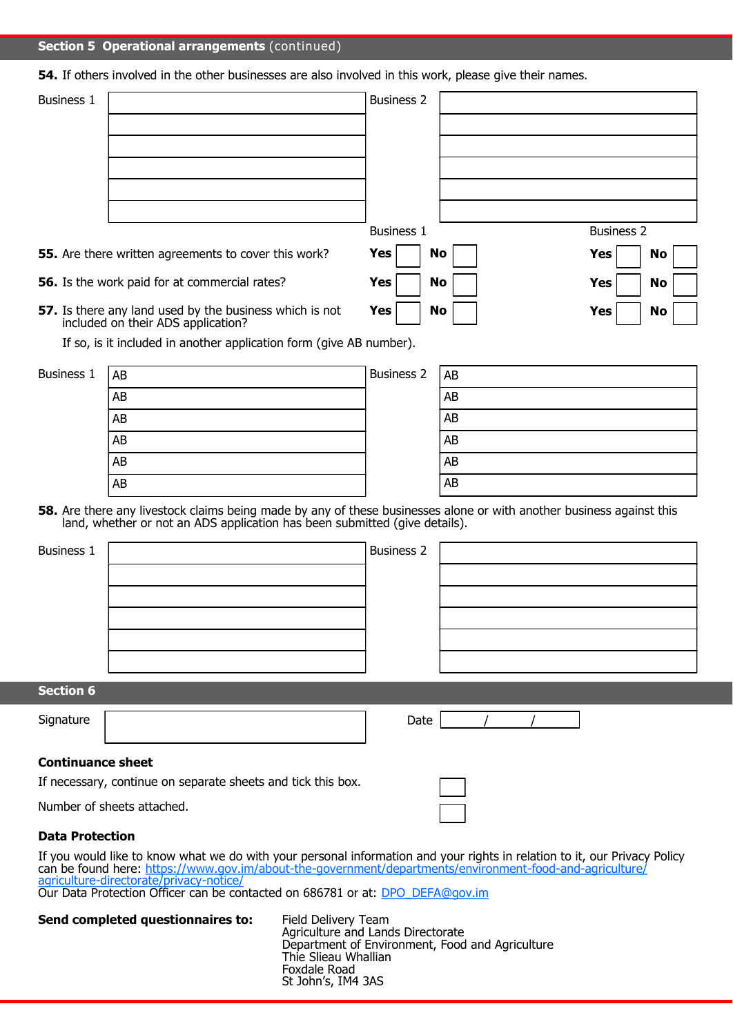## Section 5 Operational arrangements (continued)

**54.** If others involved in the other businesses are also involved in this work, please give their names.

| Business 1 | | Business 2 | |
|---|---|---|---|
| | | | |
| | | | |
| | | | |
| | | | |
| | | | |
| | | | |

| | Business 1 | Business 2 |
|---|---|---|
| **55.** Are there written agreements to cover this work? | **Yes** ☐ **No** ☐ | **Yes** ☐ **No** ☐ |
| **56.** Is the work paid for at commercial rates? | **Yes** ☐ **No** ☐ | **Yes** ☐ **No** ☐ |
| **57.** Is there any land used by the business which is not included on their ADS application? | **Yes** ☐ **No** ☐ | **Yes** ☐ **No** ☐ |

If so, is it included in another application form (give AB number).

| Business 1 | | Business 2 | |
|---|---|---|---|
| | AB | | AB |
| | AB | | AB |
| | AB | | AB |
| | AB | | AB |
| | AB | | AB |
| | AB | | AB |

**58.** Are there any livestock claims being made by any of these businesses alone or with another business against this land, whether or not an ADS application has been submitted (give details).

| Business 1 | | Business 2 | |
|---|---|---|---|
| | | | |
| | | | |
| | | | |
| | | | |
| | | | |
| | | | |

## Section 6

Signature ______________________ Date ___ / ___ / ___

**Continuance sheet**

If necessary, continue on separate sheets and tick this box. ☐

Number of sheets attached. ☐

**Data Protection**

If you would like to know what we do with your personal information and your rights in relation to it, our Privacy Policy can be found here: https://www.gov.im/about-the-government/departments/environment-food-and-agriculture/agriculture-directorate/privacy-notice/
Our Data Protection Officer can be contacted on 686781 or at: DPO_DEFA@gov.im

**Send completed questionnaires to:**

Field Delivery Team
Agriculture and Lands Directorate
Department of Environment, Food and Agriculture
Thie Slieau Whallian
Foxdale Road
St John's, IM4 3AS